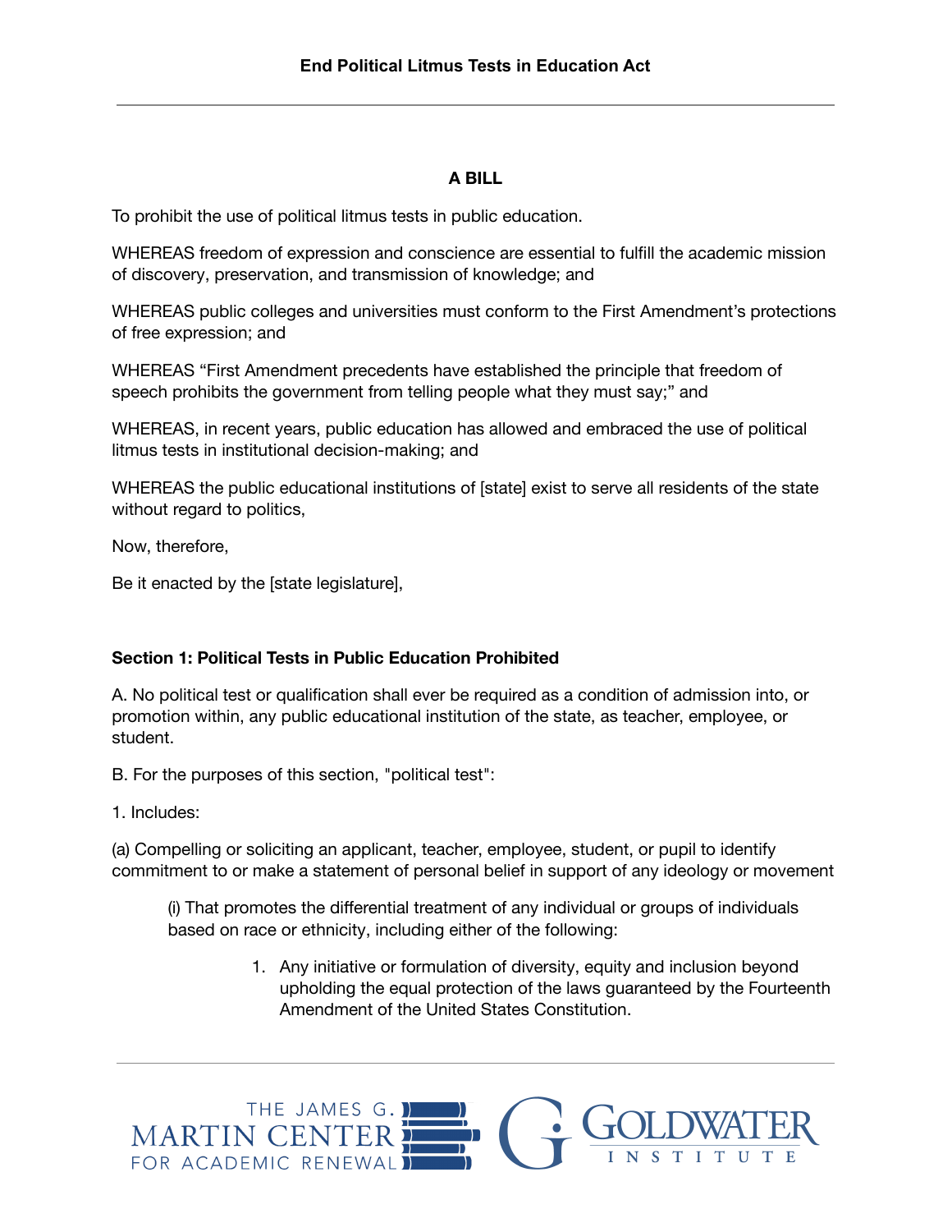# End Political Litmus Tests in Education Act

## A BILL

To prohibit the use of political litmus tests in public education.

WHEREAS freedom of expression and conscience are essential to fulfill the academic mission of discovery, preservation, and transmission of knowledge; and

WHEREAS public colleges and universities must conform to the First Amendment's protections of free expression; and

WHEREAS "First Amendment precedents have established the principle that freedom of speech prohibits the government from telling people what they must say;" and

WHEREAS, in recent years, public education has allowed and embraced the use of political litmus tests in institutional decision-making; and

WHEREAS the public educational institutions of [state] exist to serve all residents of the state without regard to politics,

Now, therefore,

Be it enacted by the [state legislature],

**Section 1: Political Tests in Public Education Prohibited**

A. No political test or qualification shall ever be required as a condition of admission into, or promotion within, any public educational institution of the state, as teacher, employee, or student.

B. For the purposes of this section, "political test":

1. Includes:

(a) Compelling or soliciting an applicant, teacher, employee, student, or pupil to identify commitment to or make a statement of personal belief in support of any ideology or movement

(i) That promotes the differential treatment of any individual or groups of individuals based on race or ethnicity, including either of the following:

1. Any initiative or formulation of diversity, equity and inclusion beyond upholding the equal protection of the laws guaranteed by the Fourteenth Amendment of the United States Constitution.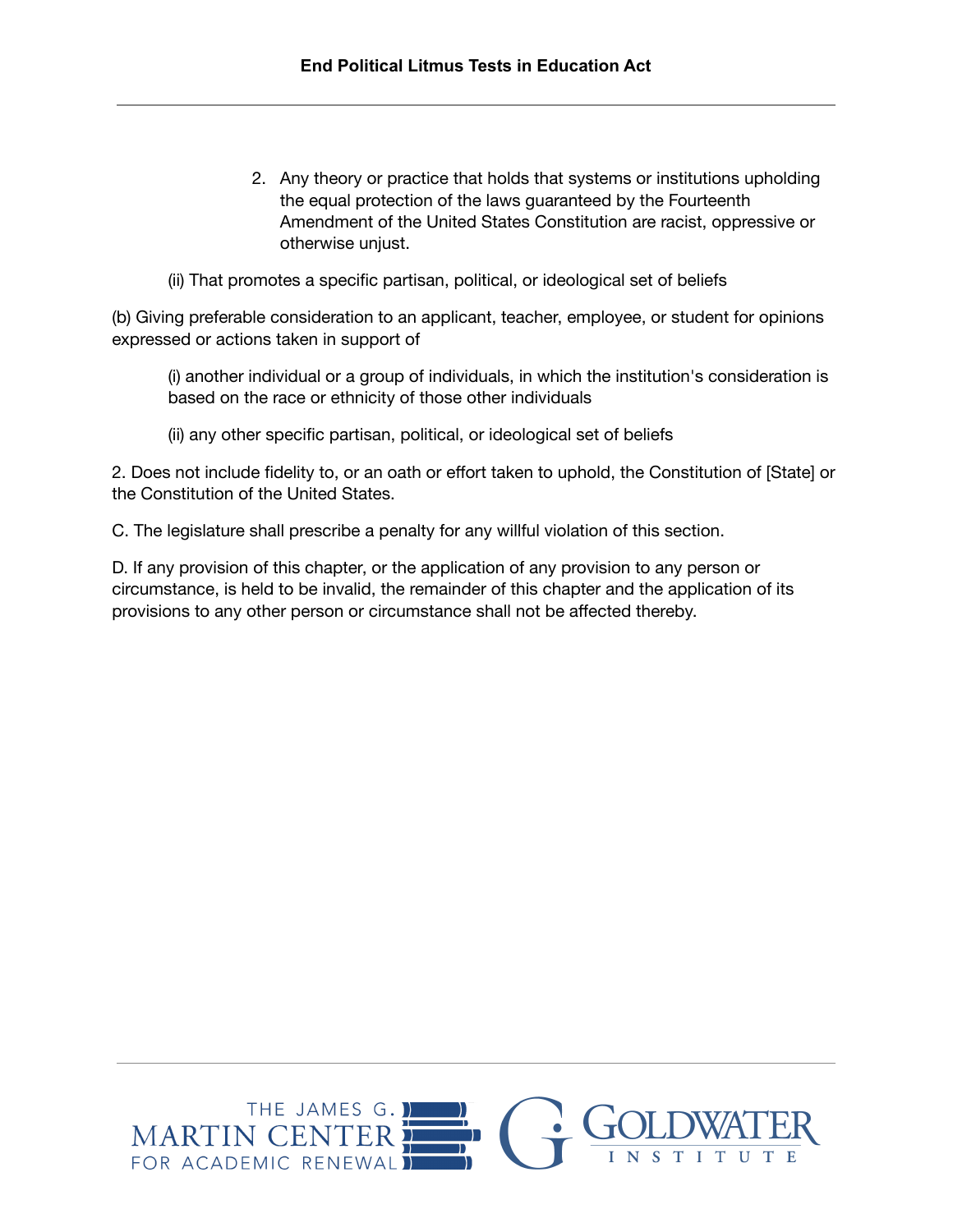2. Any theory or practice that holds that systems or institutions upholding the equal protection of the laws guaranteed by the Fourteenth Amendment of the United States Constitution are racist, oppressive or otherwise unjust.

(ii) That promotes a specific partisan, political, or ideological set of beliefs

(b) Giving preferable consideration to an applicant, teacher, employee, or student for opinions expressed or actions taken in support of

(i) another individual or a group of individuals, in which the institution's consideration is based on the race or ethnicity of those other individuals

(ii) any other specific partisan, political, or ideological set of beliefs

2. Does not include fidelity to, or an oath or effort taken to uphold, the Constitution of [State] or the Constitution of the United States.

C. The legislature shall prescribe a penalty for any willful violation of this section.

D. If any provision of this chapter, or the application of any provision to any person or circumstance, is held to be invalid, the remainder of this chapter and the application of its provisions to any other person or circumstance shall not be affected thereby.